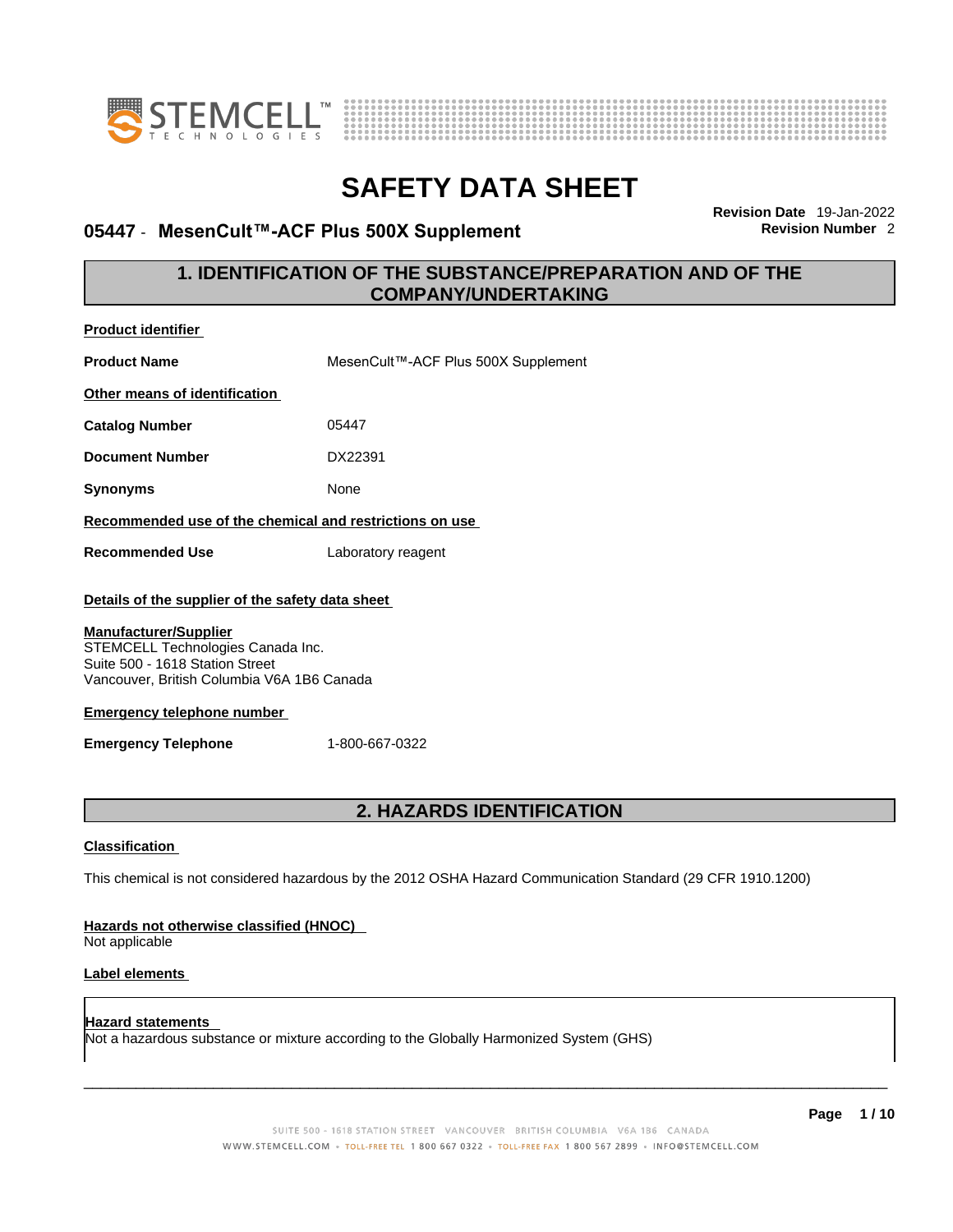# SAFETY DATA SHEET

**05447 - MesenCult™-ACF Plus 500X Supplement**

**Revision Date** 19-Jan-2022
**Revision Number** 2

## 1. IDENTIFICATION OF THE SUBSTANCE/PREPARATION AND OF THE COMPANY/UNDERTAKING

**Product identifier**

| | |
|---|---|
| **Product Name** | MesenCult™-ACF Plus 500X Supplement |

**Other means of identification**

| | |
|---|---|
| **Catalog Number** | 05447 |
| **Document Number** | DX22391 |
| **Synonyms** | None |

**Recommended use of the chemical and restrictions on use**

| | |
|---|---|
| **Recommended Use** | Laboratory reagent |

**Details of the supplier of the safety data sheet**

**Manufacturer/Supplier**
STEMCELL Technologies Canada Inc.
Suite 500 - 1618 Station Street
Vancouver, British Columbia V6A 1B6 Canada

**Emergency telephone number**

| | |
|---|---|
| **Emergency Telephone** | 1-800-667-0322 |

## 2. HAZARDS IDENTIFICATION

**Classification**

This chemical is not considered hazardous by the 2012 OSHA Hazard Communication Standard (29 CFR 1910.1200)

**Hazards not otherwise classified (HNOC)**
Not applicable

**Label elements**

**Hazard statements**
Not a hazardous substance or mixture according to the Globally Harmonized System (GHS)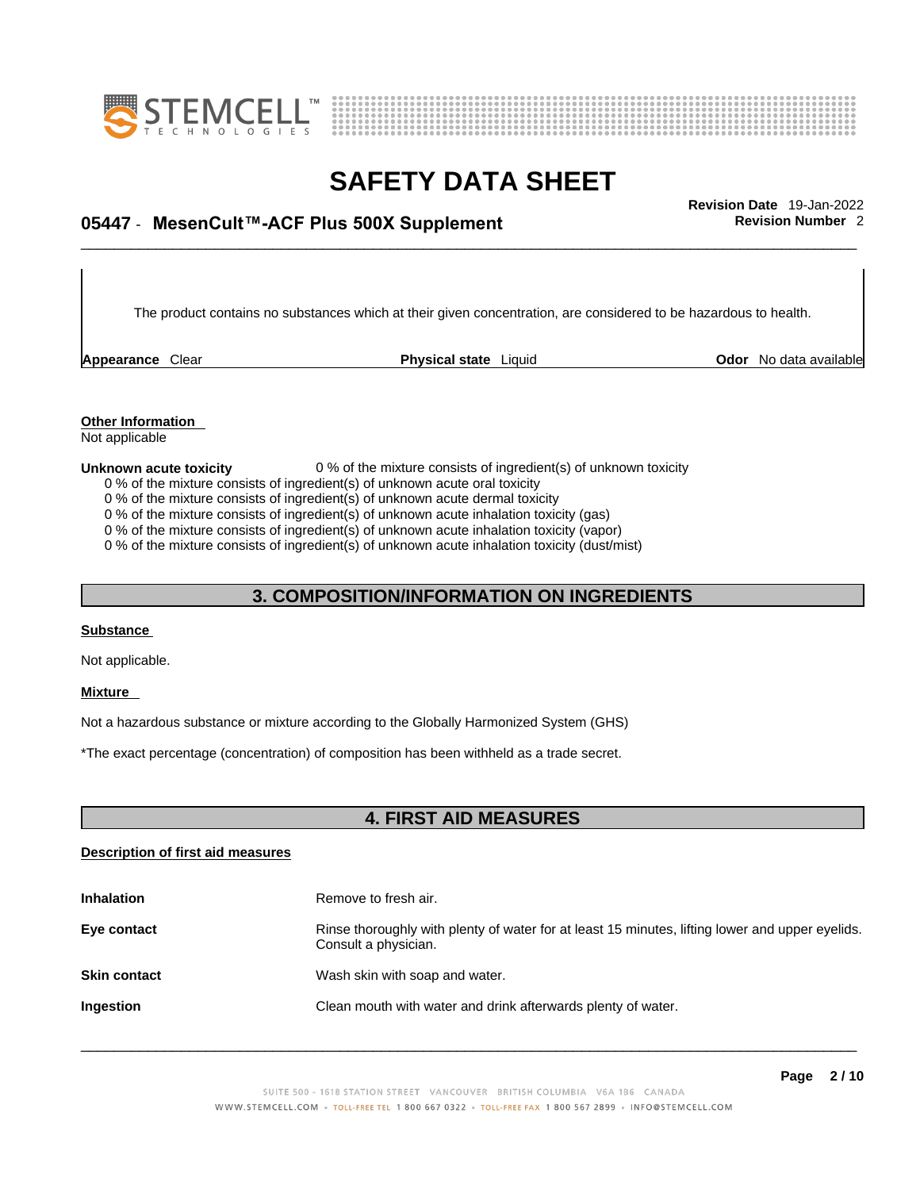The product contains no substances which at their given concentration, are considered to be hazardous to health.

| **Appearance** Clear | **Physical state** Liquid | **Odor** No data available |
|---|---|---|

**Other Information**
Not applicable

**Unknown acute toxicity** 0 % of the mixture consists of ingredient(s) of unknown toxicity
0 % of the mixture consists of ingredient(s) of unknown acute oral toxicity
0 % of the mixture consists of ingredient(s) of unknown acute dermal toxicity
0 % of the mixture consists of ingredient(s) of unknown acute inhalation toxicity (gas)
0 % of the mixture consists of ingredient(s) of unknown acute inhalation toxicity (vapor)
0 % of the mixture consists of ingredient(s) of unknown acute inhalation toxicity (dust/mist)

## 3. COMPOSITION/INFORMATION ON INGREDIENTS

**Substance**

Not applicable.

**Mixture**

Not a hazardous substance or mixture according to the Globally Harmonized System (GHS)

*The exact percentage (concentration) of composition has been withheld as a trade secret.

## 4. FIRST AID MEASURES

**Description of first aid measures**

**Inhalation** Remove to fresh air.

**Eye contact** Rinse thoroughly with plenty of water for at least 15 minutes, lifting lower and upper eyelids. Consult a physician.

**Skin contact** Wash skin with soap and water.

**Ingestion** Clean mouth with water and drink afterwards plenty of water.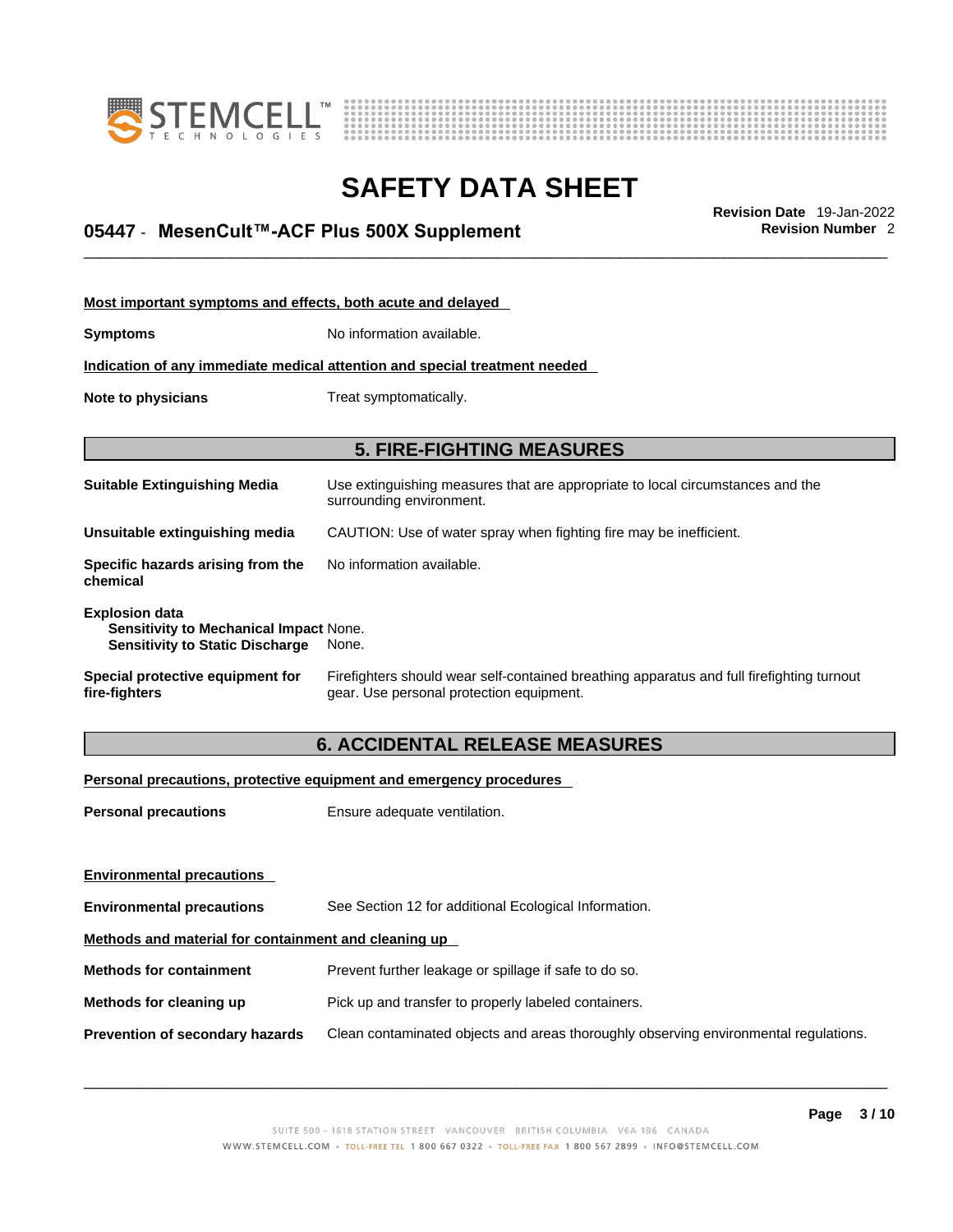**Most important symptoms and effects, both acute and delayed**

| | |
|---|---|
| **Symptoms** | No information available. |

**Indication of any immediate medical attention and special treatment needed**

| | |
|---|---|
| **Note to physicians** | Treat symptomatically. |

## 5. FIRE-FIGHTING MEASURES

| | |
|---|---|
| **Suitable Extinguishing Media** | Use extinguishing measures that are appropriate to local circumstances and the surrounding environment. |
| **Unsuitable extinguishing media** | CAUTION: Use of water spray when fighting fire may be inefficient. |
| **Specific hazards arising from the chemical** | No information available. |

**Explosion data**
- **Sensitivity to Mechanical Impact** None.
- **Sensitivity to Static Discharge** None.

| | |
|---|---|
| **Special protective equipment for fire-fighters** | Firefighters should wear self-contained breathing apparatus and full firefighting turnout gear. Use personal protection equipment. |

## 6. ACCIDENTAL RELEASE MEASURES

**Personal precautions, protective equipment and emergency procedures**

| | |
|---|---|
| **Personal precautions** | Ensure adequate ventilation. |

**Environmental precautions**

| | |
|---|---|
| **Environmental precautions** | See Section 12 for additional Ecological Information. |

**Methods and material for containment and cleaning up**

| | |
|---|---|
| **Methods for containment** | Prevent further leakage or spillage if safe to do so. |
| **Methods for cleaning up** | Pick up and transfer to properly labeled containers. |
| **Prevention of secondary hazards** | Clean contaminated objects and areas thoroughly observing environmental regulations. |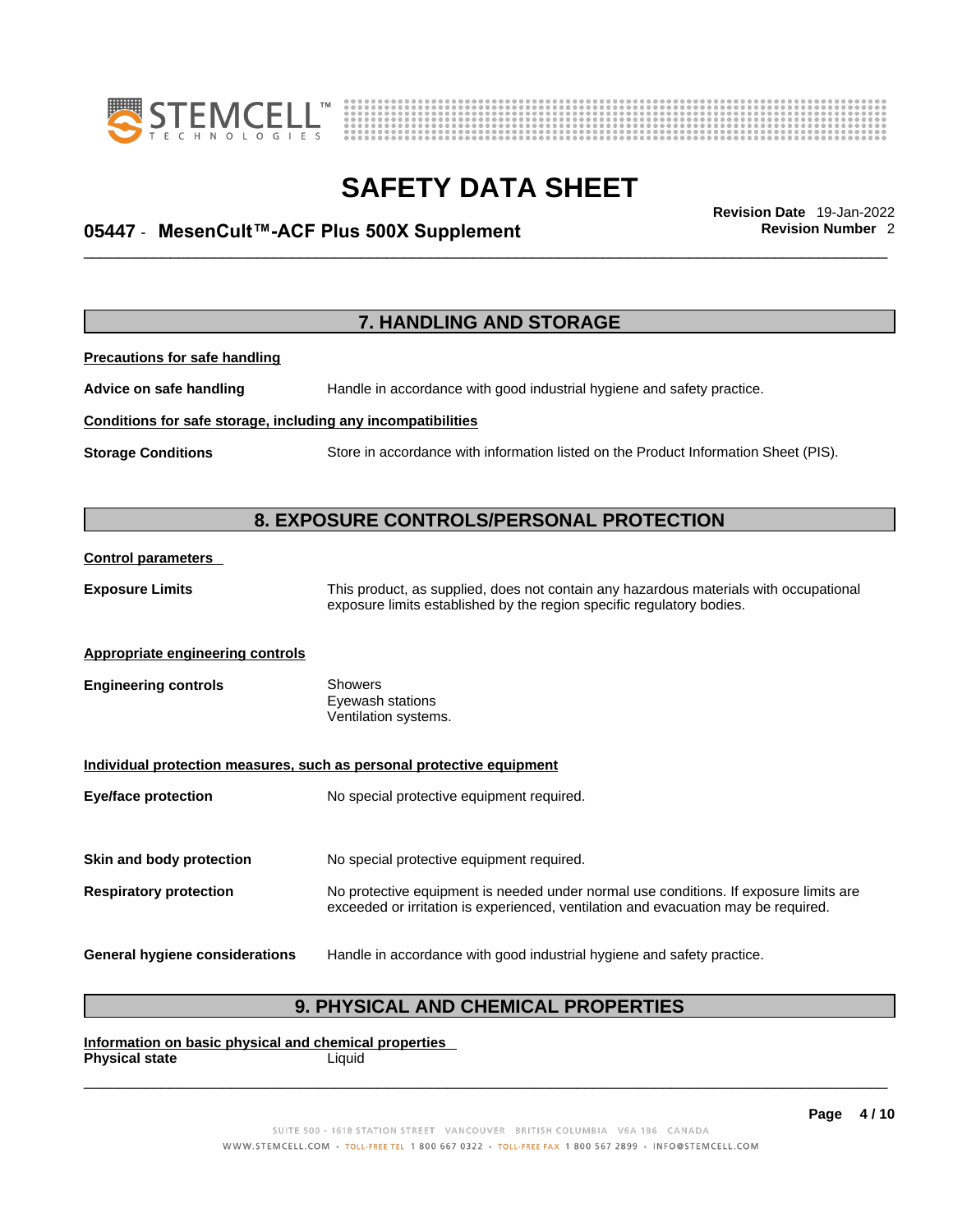## 7. HANDLING AND STORAGE

**Precautions for safe handling**

**Advice on safe handling** Handle in accordance with good industrial hygiene and safety practice.

**Conditions for safe storage, including any incompatibilities**

**Storage Conditions** Store in accordance with information listed on the Product Information Sheet (PIS).

## 8. EXPOSURE CONTROLS/PERSONAL PROTECTION

**Control parameters**

**Exposure Limits** This product, as supplied, does not contain any hazardous materials with occupational exposure limits established by the region specific regulatory bodies.

**Appropriate engineering controls**

**Engineering controls**
Showers
Eyewash stations
Ventilation systems.

**Individual protection measures, such as personal protective equipment**

**Eye/face protection** No special protective equipment required.

**Skin and body protection** No special protective equipment required.

**Respiratory protection** No protective equipment is needed under normal use conditions. If exposure limits are exceeded or irritation is experienced, ventilation and evacuation may be required.

**General hygiene considerations** Handle in accordance with good industrial hygiene and safety practice.

## 9. PHYSICAL AND CHEMICAL PROPERTIES

**Information on basic physical and chemical properties**

**Physical state** Liquid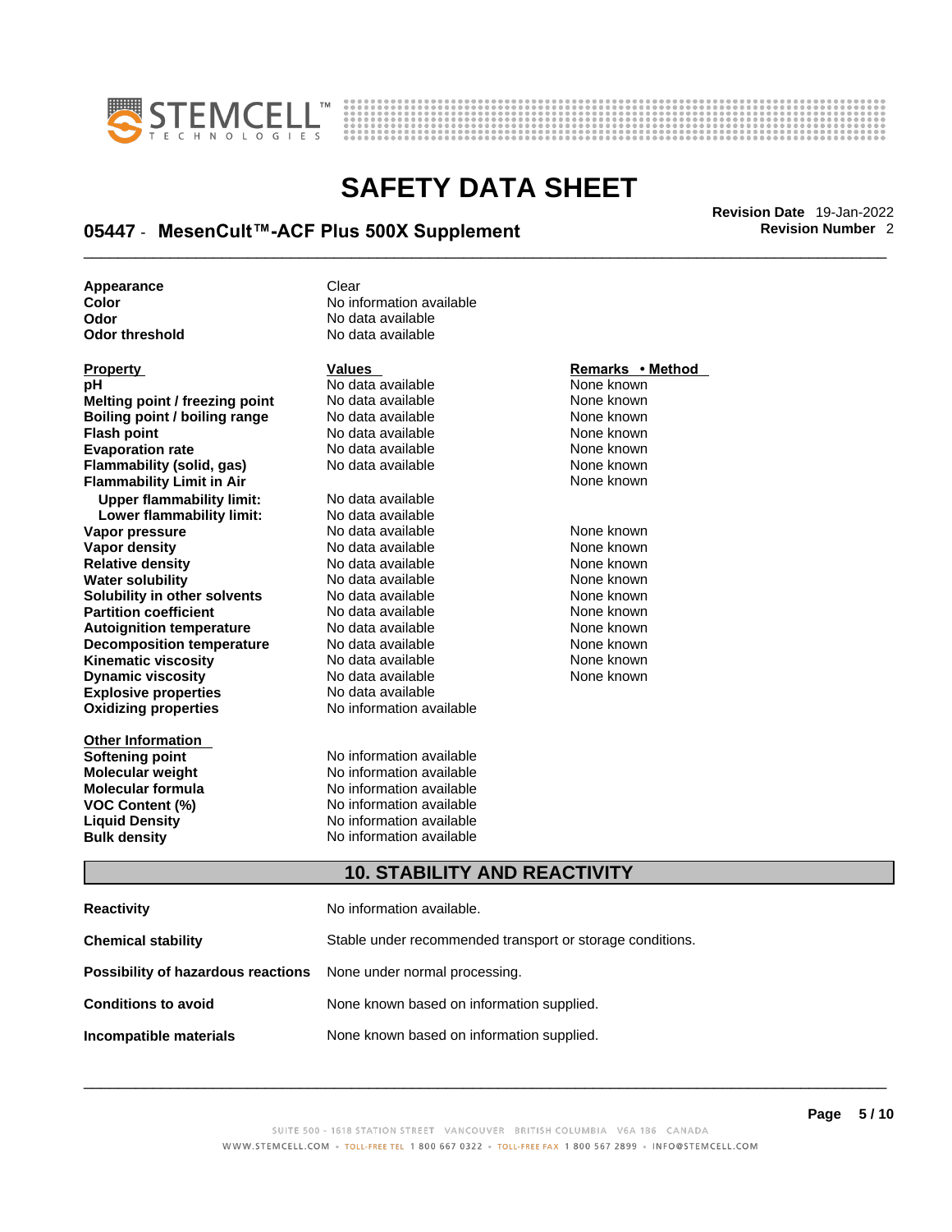| | |
|---|---|
| **Appearance** | Clear |
| **Color** | No information available |
| **Odor** | No data available |
| **Odor threshold** | No data available |

| Property | Values | Remarks • Method |
|---|---|---|
| **pH** | No data available | None known |
| **Melting point / freezing point** | No data available | None known |
| **Boiling point / boiling range** | No data available | None known |
| **Flash point** | No data available | None known |
| **Evaporation rate** | No data available | None known |
| **Flammability (solid, gas)** | No data available | None known |
| **Flammability Limit in Air** | | None known |
| **Upper flammability limit:** | No data available | |
| **Lower flammability limit:** | No data available | |
| **Vapor pressure** | No data available | None known |
| **Vapor density** | No data available | None known |
| **Relative density** | No data available | None known |
| **Water solubility** | No data available | None known |
| **Solubility in other solvents** | No data available | None known |
| **Partition coefficient** | No data available | None known |
| **Autoignition temperature** | No data available | None known |
| **Decomposition temperature** | No data available | None known |
| **Kinematic viscosity** | No data available | None known |
| **Dynamic viscosity** | No data available | None known |
| **Explosive properties** | No data available | |
| **Oxidizing properties** | No information available | |

| Other Information | |
|---|---|
| **Softening point** | No information available |
| **Molecular weight** | No information available |
| **Molecular formula** | No information available |
| **VOC Content (%)** | No information available |
| **Liquid Density** | No information available |
| **Bulk density** | No information available |

## 10. STABILITY AND REACTIVITY

| | |
|---|---|
| **Reactivity** | No information available. |
| **Chemical stability** | Stable under recommended transport or storage conditions. |
| **Possibility of hazardous reactions** | None under normal processing. |
| **Conditions to avoid** | None known based on information supplied. |
| **Incompatible materials** | None known based on information supplied. |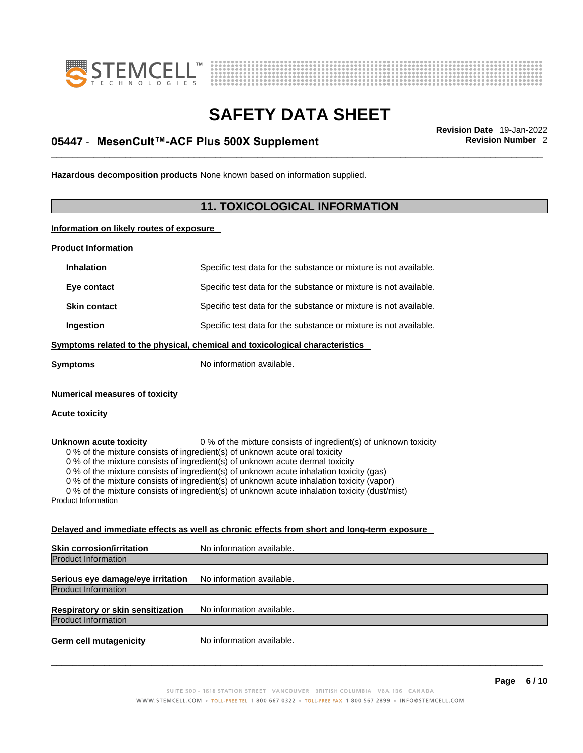**Hazardous decomposition products** None known based on information supplied.

## 11. TOXICOLOGICAL INFORMATION

**Information on likely routes of exposure**

**Product Information**

| | |
|---|---|
| **Inhalation** | Specific test data for the substance or mixture is not available. |
| **Eye contact** | Specific test data for the substance or mixture is not available. |
| **Skin contact** | Specific test data for the substance or mixture is not available. |
| **Ingestion** | Specific test data for the substance or mixture is not available. |

**Symptoms related to the physical, chemical and toxicological characteristics**

**Symptoms** No information available.

**Numerical measures of toxicity**

**Acute toxicity**

**Unknown acute toxicity** 0 % of the mixture consists of ingredient(s) of unknown toxicity

0 % of the mixture consists of ingredient(s) of unknown acute oral toxicity
0 % of the mixture consists of ingredient(s) of unknown acute dermal toxicity
0 % of the mixture consists of ingredient(s) of unknown acute inhalation toxicity (gas)
0 % of the mixture consists of ingredient(s) of unknown acute inhalation toxicity (vapor)
0 % of the mixture consists of ingredient(s) of unknown acute inhalation toxicity (dust/mist)

Product Information

**Delayed and immediate effects as well as chronic effects from short and long-term exposure**

**Skin corrosion/irritation** No information available.

Product Information

**Serious eye damage/eye irritation** No information available.

Product Information

**Respiratory or skin sensitization** No information available.

Product Information

**Germ cell mutagenicity** No information available.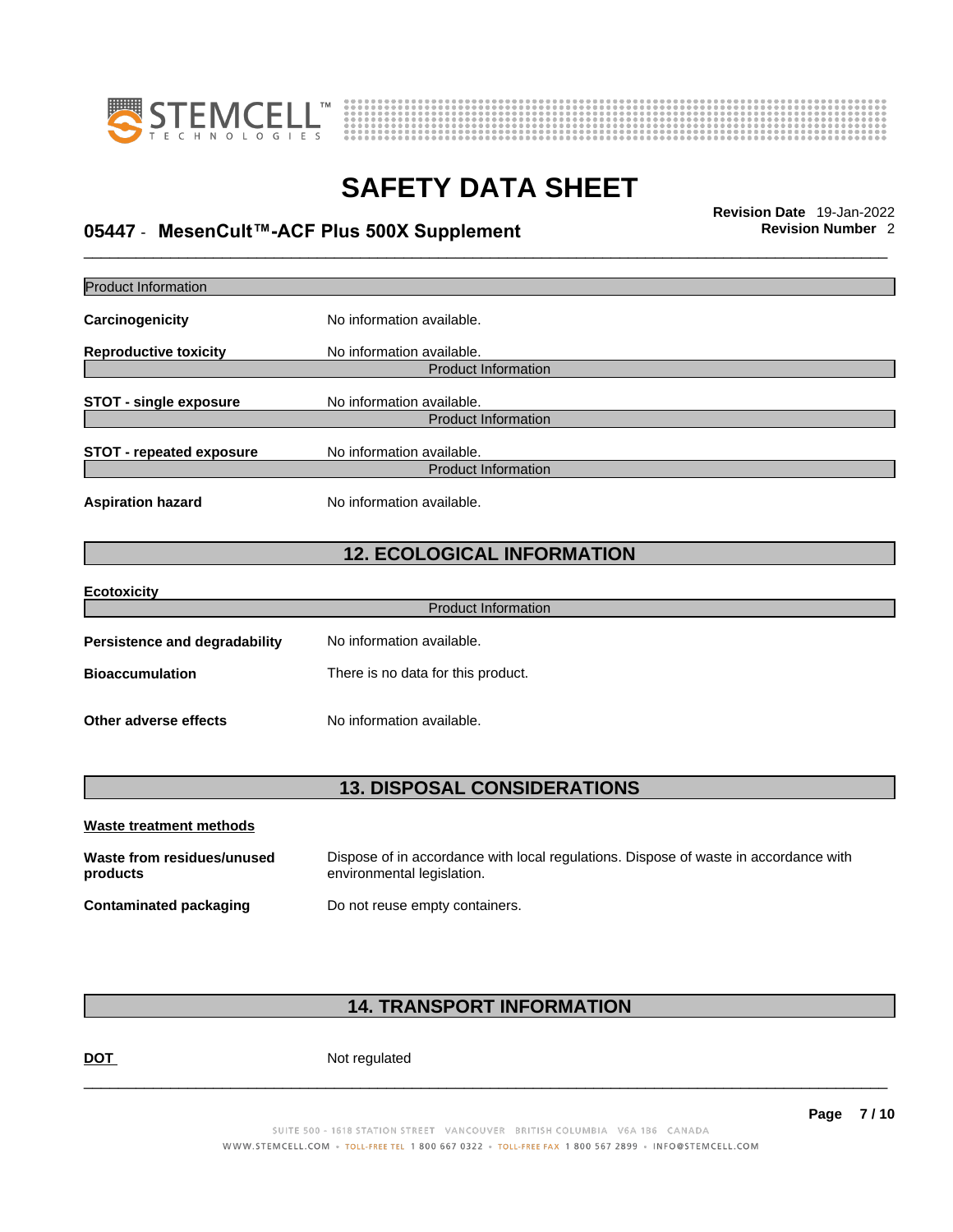Product Information

**Carcinogenicity** No information available.

**Reproductive toxicity** No information available.

Product Information

**STOT - single exposure** No information available.

Product Information

**STOT - repeated exposure** No information available.

Product Information

**Aspiration hazard** No information available.

## 12. ECOLOGICAL INFORMATION

**Ecotoxicity**

Product Information

**Persistence and degradability** No information available.

**Bioaccumulation** There is no data for this product.

**Other adverse effects** No information available.

## 13. DISPOSAL CONSIDERATIONS

**Waste treatment methods**

**Waste from residues/unused products** Dispose of in accordance with local regulations. Dispose of waste in accordance with environmental legislation.

**Contaminated packaging** Do not reuse empty containers.

## 14. TRANSPORT INFORMATION

**DOT** Not regulated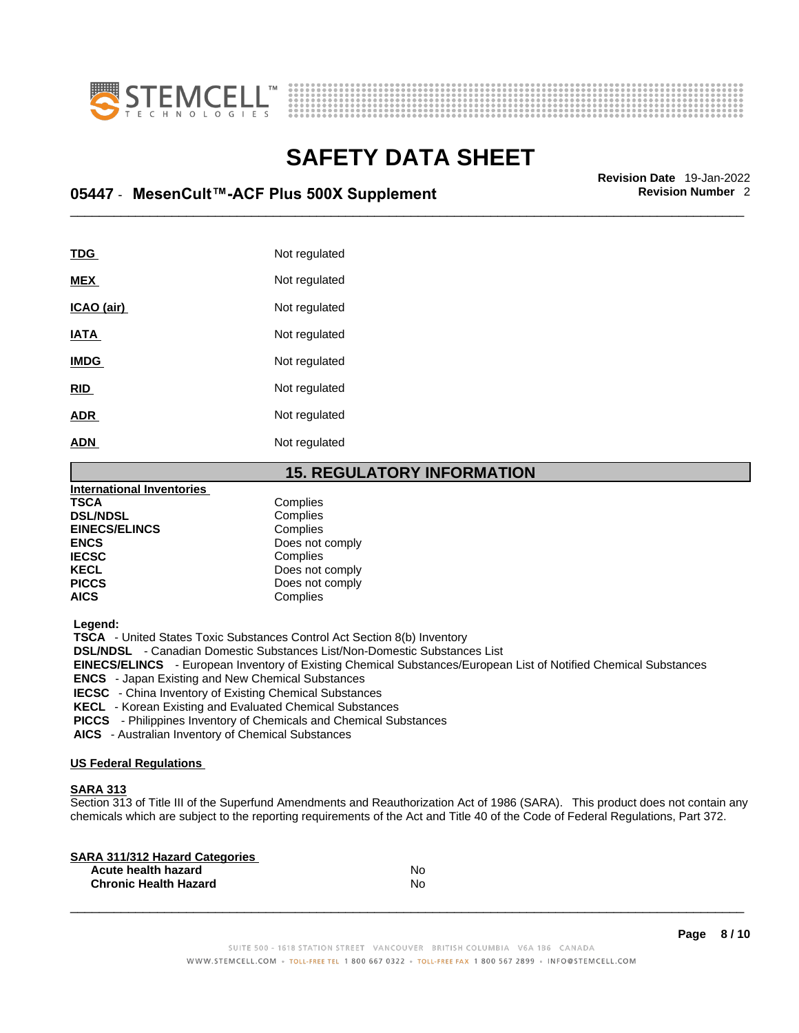| | |
|---|---|
| **TDG** | Not regulated |
| **MEX** | Not regulated |
| **ICAO (air)** | Not regulated |
| **IATA** | Not regulated |
| **IMDG** | Not regulated |
| **RID** | Not regulated |
| **ADR** | Not regulated |
| **ADN** | Not regulated |

## 15. REGULATORY INFORMATION

**International Inventories**

| | |
|---|---|
| **TSCA** | Complies |
| **DSL/NDSL** | Complies |
| **EINECS/ELINCS** | Complies |
| **ENCS** | Does not comply |
| **IECSC** | Complies |
| **KECL** | Does not comply |
| **PICCS** | Does not comply |
| **AICS** | Complies |

**Legend:**

**TSCA** - United States Toxic Substances Control Act Section 8(b) Inventory
**DSL/NDSL** - Canadian Domestic Substances List/Non-Domestic Substances List
**EINECS/ELINCS** - European Inventory of Existing Chemical Substances/European List of Notified Chemical Substances
**ENCS** - Japan Existing and New Chemical Substances
**IECSC** - China Inventory of Existing Chemical Substances
**KECL** - Korean Existing and Evaluated Chemical Substances
**PICCS** - Philippines Inventory of Chemicals and Chemical Substances
**AICS** - Australian Inventory of Chemical Substances

**US Federal Regulations**

**SARA 313**

Section 313 of Title III of the Superfund Amendments and Reauthorization Act of 1986 (SARA). This product does not contain any chemicals which are subject to the reporting requirements of the Act and Title 40 of the Code of Federal Regulations, Part 372.

**SARA 311/312 Hazard Categories**

| | |
|---|---|
| **Acute health hazard** | No |
| **Chronic Health Hazard** | No |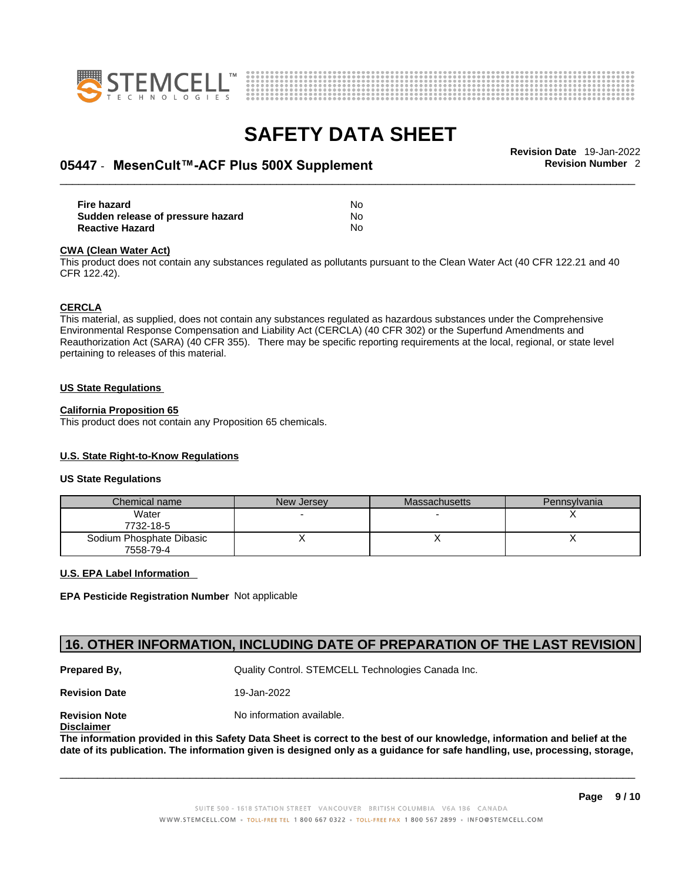| | |
|---|---|
| **Fire hazard** | No |
| **Sudden release of pressure hazard** | No |
| **Reactive Hazard** | No |

**CWA (Clean Water Act)**

This product does not contain any substances regulated as pollutants pursuant to the Clean Water Act (40 CFR 122.21 and 40 CFR 122.42).

**CERCLA**

This material, as supplied, does not contain any substances regulated as hazardous substances under the Comprehensive Environmental Response Compensation and Liability Act (CERCLA) (40 CFR 302) or the Superfund Amendments and Reauthorization Act (SARA) (40 CFR 355). There may be specific reporting requirements at the local, regional, or state level pertaining to releases of this material.

**US State Regulations**

**California Proposition 65**

This product does not contain any Proposition 65 chemicals.

**U.S. State Right-to-Know Regulations**

**US State Regulations**

| Chemical name | New Jersey | Massachusetts | Pennsylvania |
|---|---|---|---|
| Water<br>7732-18-5 | - | - | X |
| Sodium Phosphate Dibasic<br>7558-79-4 | X | X | X |

**U.S. EPA Label Information**

**EPA Pesticide Registration Number** Not applicable

## 16. OTHER INFORMATION, INCLUDING DATE OF PREPARATION OF THE LAST REVISION

**Prepared By,** Quality Control. STEMCELL Technologies Canada Inc.

**Revision Date** 19-Jan-2022

**Revision Note** No information available.

**Disclaimer**

**The information provided in this Safety Data Sheet is correct to the best of our knowledge, information and belief at the date of its publication. The information given is designed only as a guidance for safe handling, use, processing, storage,**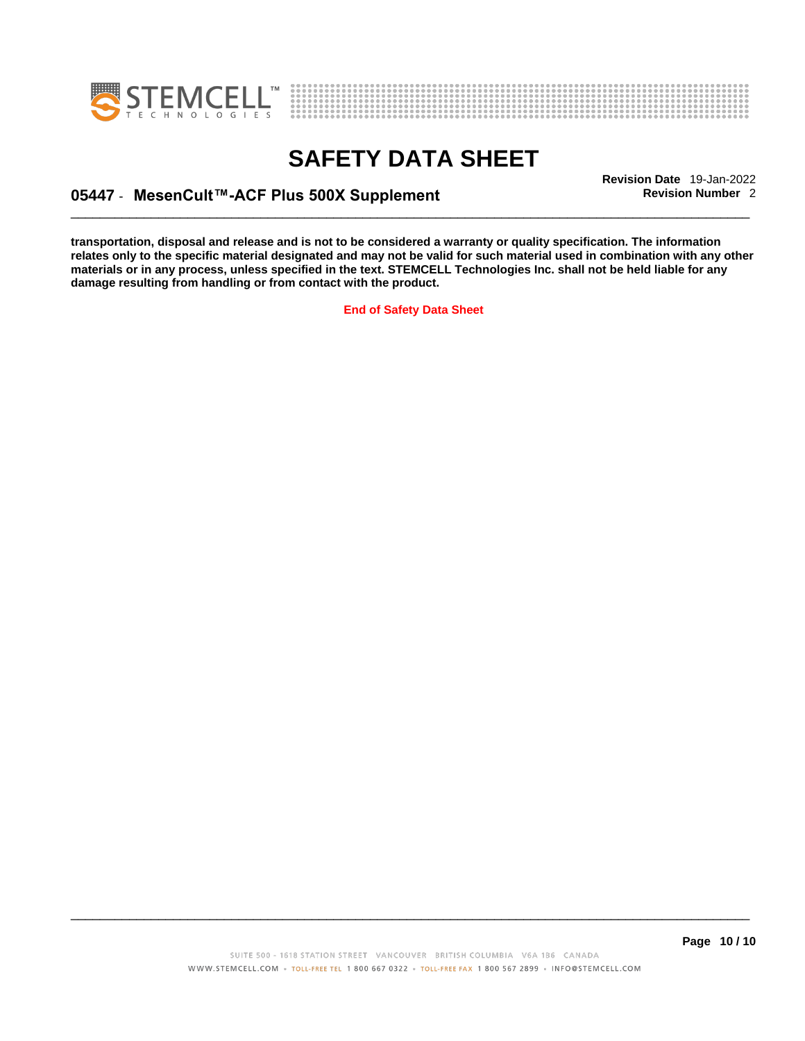**transportation, disposal and release and is not to be considered a warranty or quality specification. The information relates only to the specific material designated and may not be valid for such material used in combination with any other materials or in any process, unless specified in the text. STEMCELL Technologies Inc. shall not be held liable for any damage resulting from handling or from contact with the product.**

**End of Safety Data Sheet**